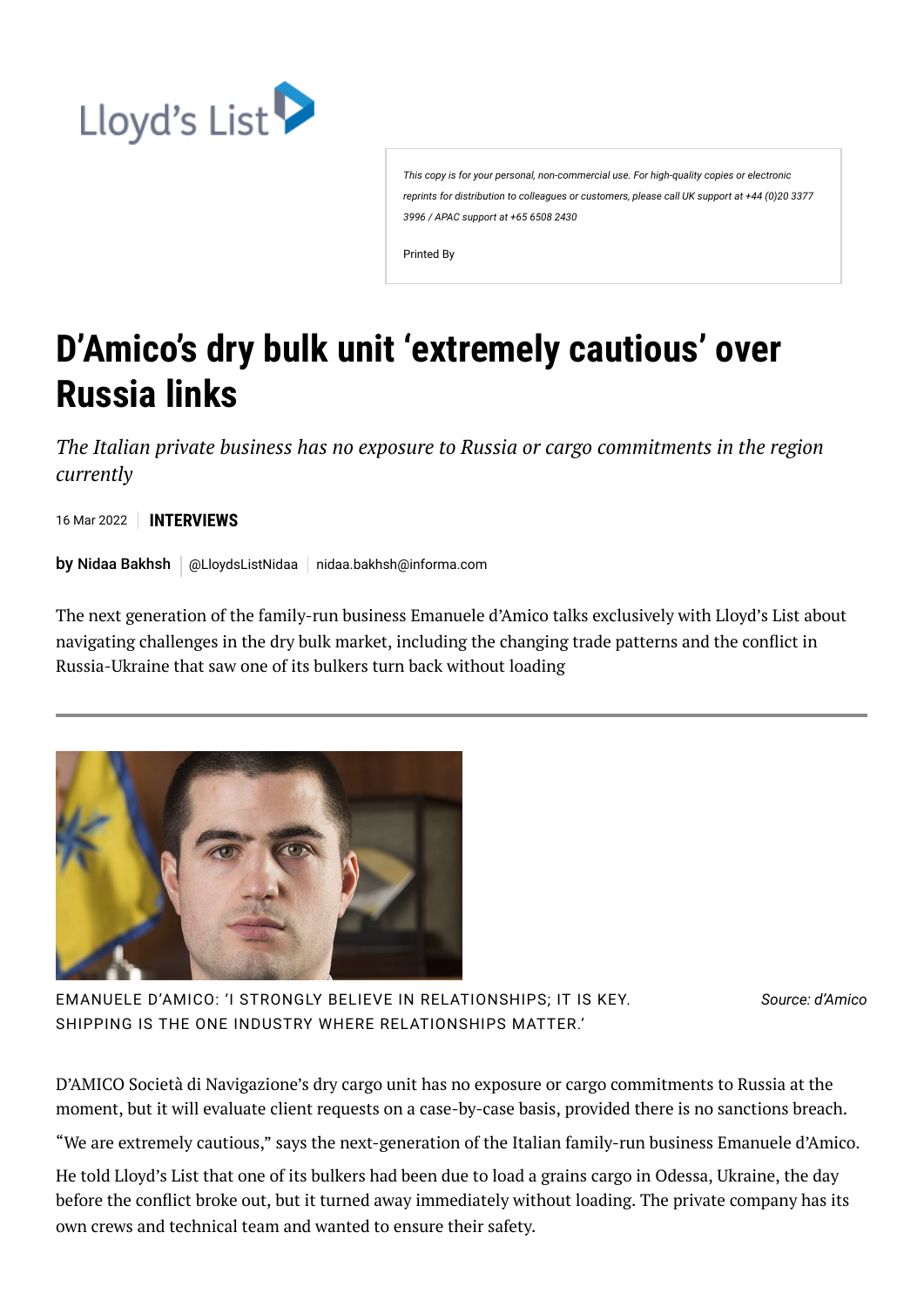This copy is for your personal, non-commercial use. For high-quality copies or electronic reprints for distribution to colleagues or customers, please call UK support at +44 (0)20 3377 3996 / APAC support at +65 6508 2430

Printed By

# D'Amico's dry bulk unit 'extremely cautious' over Russia links

*The Italian private business has no exposure to Russia or cargo commitments in the region currently*

16 Mar 2022 | **INTERVIEWS**

**by** Nidaa Bakhsh | @LloydsListNidaa | nidaa.bakhsh@informa.com

The next generation of the family-run business Emanuele d'Amico talks exclusively with Lloyd's List about navigating challenges in the dry bulk market, including the changing trade patterns and the conflict in Russia-Ukraine that saw one of its bulkers turn back without loading

---

EMANUELE D'AMICO: 'I STRONGLY BELIEVE IN RELATIONSHIPS; IT IS KEY. SHIPPING IS THE ONE INDUSTRY WHERE RELATIONSHIPS MATTER.' *Source: d'Amico*

D'AMICO Società di Navigazione's dry cargo unit has no exposure or cargo commitments to Russia at the moment, but it will evaluate client requests on a case-by-case basis, provided there is no sanctions breach.

"We are extremely cautious," says the next-generation of the Italian family-run business Emanuele d'Amico.

He told Lloyd's List that one of its bulkers had been due to load a grains cargo in Odessa, Ukraine, the day before the conflict broke out, but it turned away immediately without loading. The private company has its own crews and technical team and wanted to ensure their safety.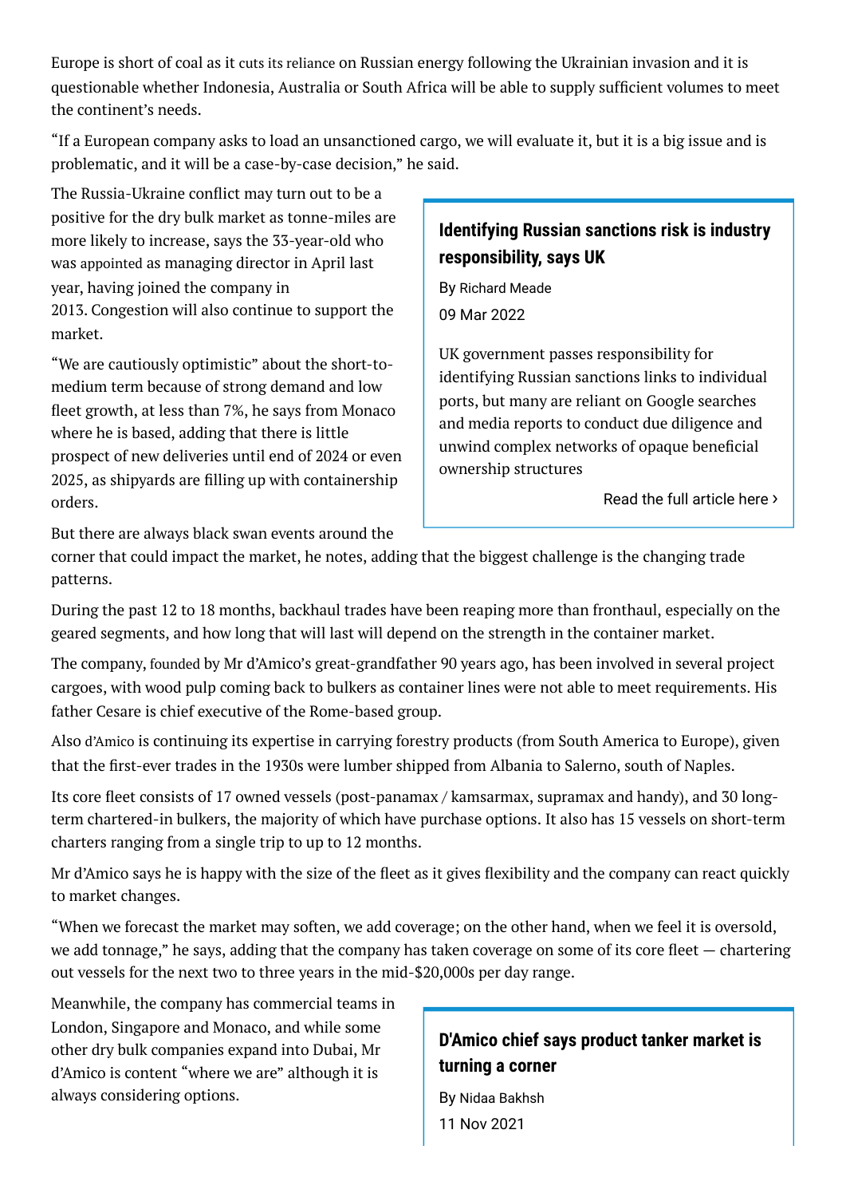Europe is short of coal as it cuts its reliance on Russian energy following the Ukrainian invasion and it is questionable whether Indonesia, Australia or South Africa will be able to supply sufficient volumes to meet the continent's needs.

"If a European company asks to load an unsanctioned cargo, we will evaluate it, but it is a big issue and is problematic, and it will be a case-by-case decision," he said.

The Russia-Ukraine conflict may turn out to be a positive for the dry bulk market as tonne-miles are more likely to increase, says the 33-year-old who was appointed as managing director in April last year, having joined the company in 2013. Congestion will also continue to support the market.

"We are cautiously optimistic" about the short-to-medium term because of strong demand and low fleet growth, at less than 7%, he says from Monaco where he is based, adding that there is little prospect of new deliveries until end of 2024 or even 2025, as shipyards are filling up with containership orders.

But there are always black swan events around the corner that could impact the market, he notes, adding that the biggest challenge is the changing trade patterns.

> **Identifying Russian sanctions risk is industry responsibility, says UK**
>
> By Richard Meade
>
> 09 Mar 2022
>
> UK government passes responsibility for identifying Russian sanctions links to individual ports, but many are reliant on Google searches and media reports to conduct due diligence and unwind complex networks of opaque beneficial ownership structures
>
> Read the full article here ›

During the past 12 to 18 months, backhaul trades have been reaping more than fronthaul, especially on the geared segments, and how long that will last will depend on the strength in the container market.

The company, founded by Mr d'Amico's great-grandfather 90 years ago, has been involved in several project cargoes, with wood pulp coming back to bulkers as container lines were not able to meet requirements. His father Cesare is chief executive of the Rome-based group.

Also d'Amico is continuing its expertise in carrying forestry products (from South America to Europe), given that the first-ever trades in the 1930s were lumber shipped from Albania to Salerno, south of Naples.

Its core fleet consists of 17 owned vessels (post-panamax / kamsarmax, supramax and handy), and 30 long-term chartered-in bulkers, the majority of which have purchase options. It also has 15 vessels on short-term charters ranging from a single trip to up to 12 months.

Mr d'Amico says he is happy with the size of the fleet as it gives flexibility and the company can react quickly to market changes.

"When we forecast the market may soften, we add coverage; on the other hand, when we feel it is oversold, we add tonnage," he says, adding that the company has taken coverage on some of its core fleet — chartering out vessels for the next two to three years in the mid-$20,000s per day range.

Meanwhile, the company has commercial teams in London, Singapore and Monaco, and while some other dry bulk companies expand into Dubai, Mr d'Amico is content "where we are" although it is always considering options.

> **D'Amico chief says product tanker market is turning a corner**
>
> By Nidaa Bakhsh
>
> 11 Nov 2021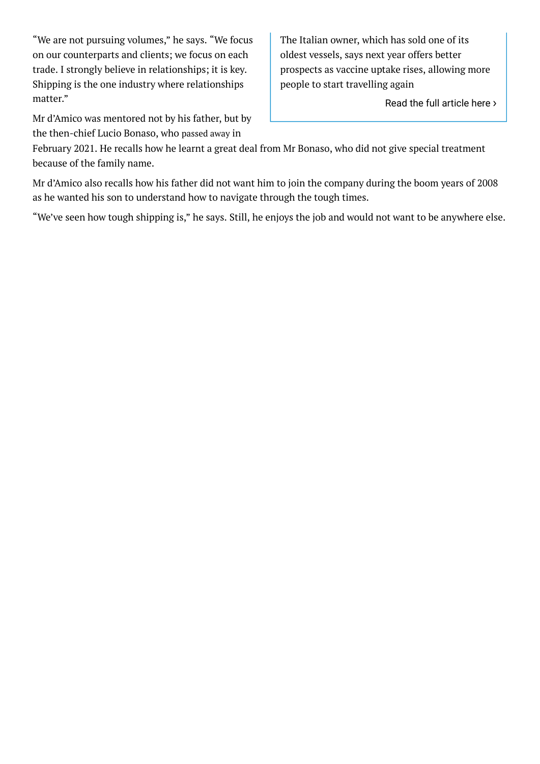"We are not pursuing volumes," he says. "We focus on our counterparts and clients; we focus on each trade. I strongly believe in relationships; it is key. Shipping is the one industry where relationships matter."

> The Italian owner, which has sold one of its oldest vessels, says next year offers better prospects as vaccine uptake rises, allowing more people to start travelling again
>
> Read the full article here ›

Mr d'Amico was mentored not by his father, but by the then-chief Lucio Bonaso, who passed away in February 2021. He recalls how he learnt a great deal from Mr Bonaso, who did not give special treatment because of the family name.

Mr d'Amico also recalls how his father did not want him to join the company during the boom years of 2008 as he wanted his son to understand how to navigate through the tough times.

"We've seen how tough shipping is," he says. Still, he enjoys the job and would not want to be anywhere else.